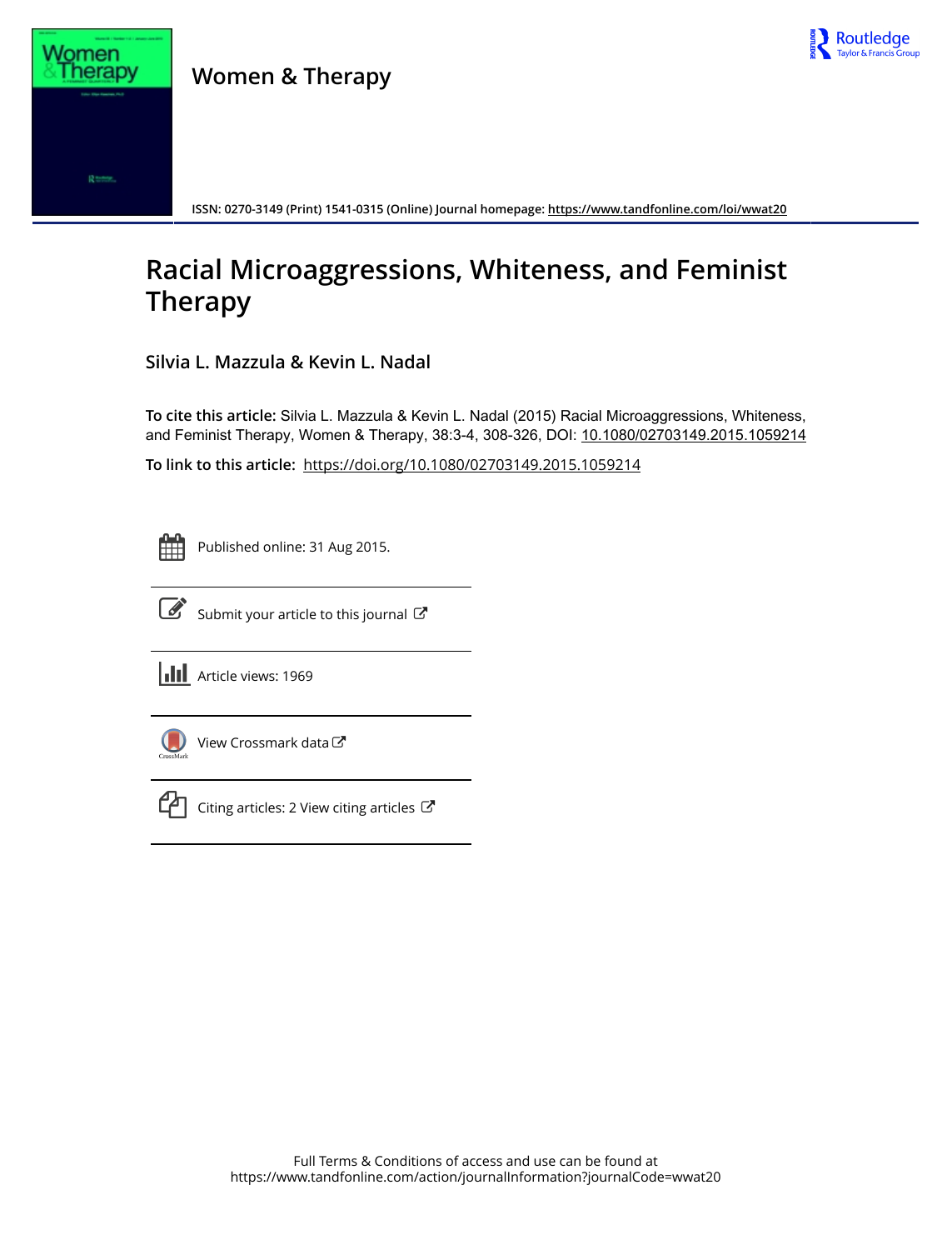Women & Therapy

ISSN: 0270-3149 (Print) 1541-0315 (Online) Journal homepage: https://www.tandfonline.com/loi/wwat20

# Racial Microaggressions, Whiteness, and Feminist Therapy

Silvia L. Mazzula & Kevin L. Nadal

**To cite this article:** Silvia L. Mazzula & Kevin L. Nadal (2015) Racial Microaggressions, Whiteness, and Feminist Therapy, Women & Therapy, 38:3-4, 308-326, DOI: 10.1080/02703149.2015.1059214

**To link to this article:** https://doi.org/10.1080/02703149.2015.1059214

Published online: 31 Aug 2015.

Submit your article to this journal

Article views: 1969

View Crossmark data

Citing articles: 2 View citing articles

Full Terms & Conditions of access and use can be found at
https://www.tandfonline.com/action/journalInformation?journalCode=wwat20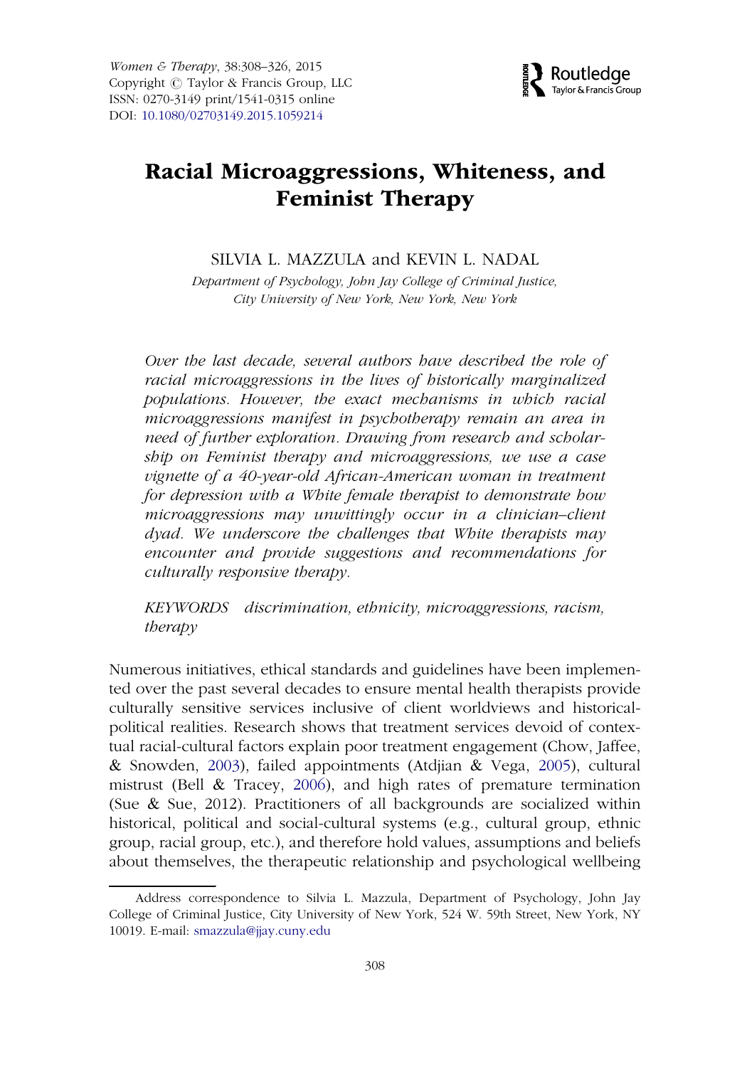# Racial Microaggressions, Whiteness, and Feminist Therapy

SILVIA L. MAZZULA and KEVIN L. NADAL

*Department of Psychology, John Jay College of Criminal Justice, City University of New York, New York, New York*

*Over the last decade, several authors have described the role of racial microaggressions in the lives of historically marginalized populations. However, the exact mechanisms in which racial microaggressions manifest in psychotherapy remain an area in need of further exploration. Drawing from research and scholarship on Feminist therapy and microaggressions, we use a case vignette of a 40-year-old African-American woman in treatment for depression with a White female therapist to demonstrate how microaggressions may unwittingly occur in a clinician–client dyad. We underscore the challenges that White therapists may encounter and provide suggestions and recommendations for culturally responsive therapy.*

*KEYWORDS discrimination, ethnicity, microaggressions, racism, therapy*

Numerous initiatives, ethical standards and guidelines have been implemented over the past several decades to ensure mental health therapists provide culturally sensitive services inclusive of client worldviews and historical-political realities. Research shows that treatment services devoid of contextual racial-cultural factors explain poor treatment engagement (Chow, Jaffee, & Snowden, 2003), failed appointments (Atdjian & Vega, 2005), cultural mistrust (Bell & Tracey, 2006), and high rates of premature termination (Sue & Sue, 2012). Practitioners of all backgrounds are socialized within historical, political and social-cultural systems (e.g., cultural group, ethnic group, racial group, etc.), and therefore hold values, assumptions and beliefs about themselves, the therapeutic relationship and psychological wellbeing

Address correspondence to Silvia L. Mazzula, Department of Psychology, John Jay College of Criminal Justice, City University of New York, 524 W. 59th Street, New York, NY 10019. E-mail: smazzula@jjay.cuny.edu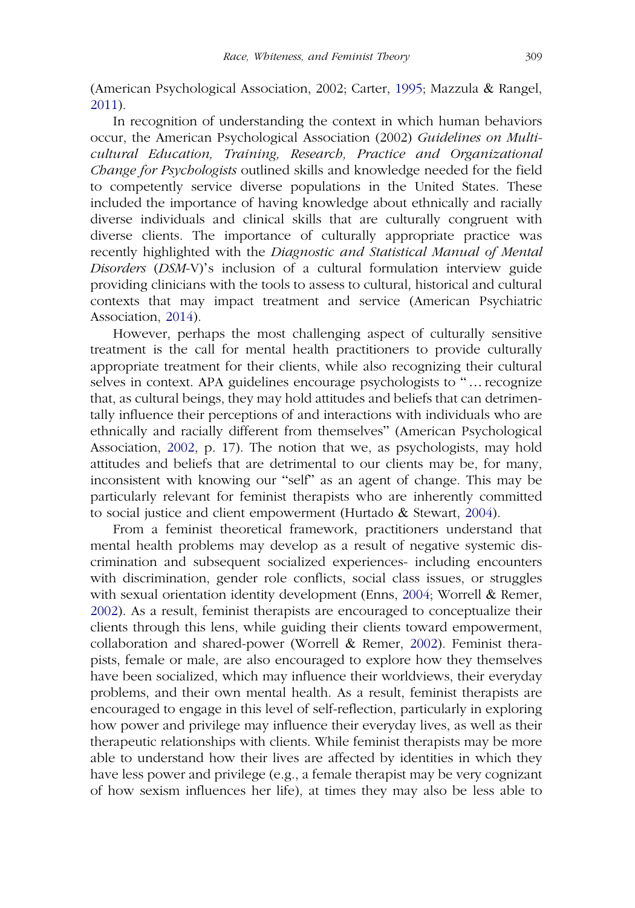(American Psychological Association, 2002; Carter, 1995; Mazzula & Rangel, 2011).

In recognition of understanding the context in which human behaviors occur, the American Psychological Association (2002) *Guidelines on Multicultural Education, Training, Research, Practice and Organizational Change for Psychologists* outlined skills and knowledge needed for the field to competently service diverse populations in the United States. These included the importance of having knowledge about ethnically and racially diverse individuals and clinical skills that are culturally congruent with diverse clients. The importance of culturally appropriate practice was recently highlighted with the *Diagnostic and Statistical Manual of Mental Disorders* (*DSM*-V)'s inclusion of a cultural formulation interview guide providing clinicians with the tools to assess to cultural, historical and cultural contexts that may impact treatment and service (American Psychiatric Association, 2014).

However, perhaps the most challenging aspect of culturally sensitive treatment is the call for mental health practitioners to provide culturally appropriate treatment for their clients, while also recognizing their cultural selves in context. APA guidelines encourage psychologists to "… recognize that, as cultural beings, they may hold attitudes and beliefs that can detrimentally influence their perceptions of and interactions with individuals who are ethnically and racially different from themselves" (American Psychological Association, 2002, p. 17). The notion that we, as psychologists, may hold attitudes and beliefs that are detrimental to our clients may be, for many, inconsistent with knowing our "self" as an agent of change. This may be particularly relevant for feminist therapists who are inherently committed to social justice and client empowerment (Hurtado & Stewart, 2004).

From a feminist theoretical framework, practitioners understand that mental health problems may develop as a result of negative systemic discrimination and subsequent socialized experiences- including encounters with discrimination, gender role conflicts, social class issues, or struggles with sexual orientation identity development (Enns, 2004; Worrell & Remer, 2002). As a result, feminist therapists are encouraged to conceptualize their clients through this lens, while guiding their clients toward empowerment, collaboration and shared-power (Worrell & Remer, 2002). Feminist therapists, female or male, are also encouraged to explore how they themselves have been socialized, which may influence their worldviews, their everyday problems, and their own mental health. As a result, feminist therapists are encouraged to engage in this level of self-reflection, particularly in exploring how power and privilege may influence their everyday lives, as well as their therapeutic relationships with clients. While feminist therapists may be more able to understand how their lives are affected by identities in which they have less power and privilege (e.g., a female therapist may be very cognizant of how sexism influences her life), at times they may also be less able to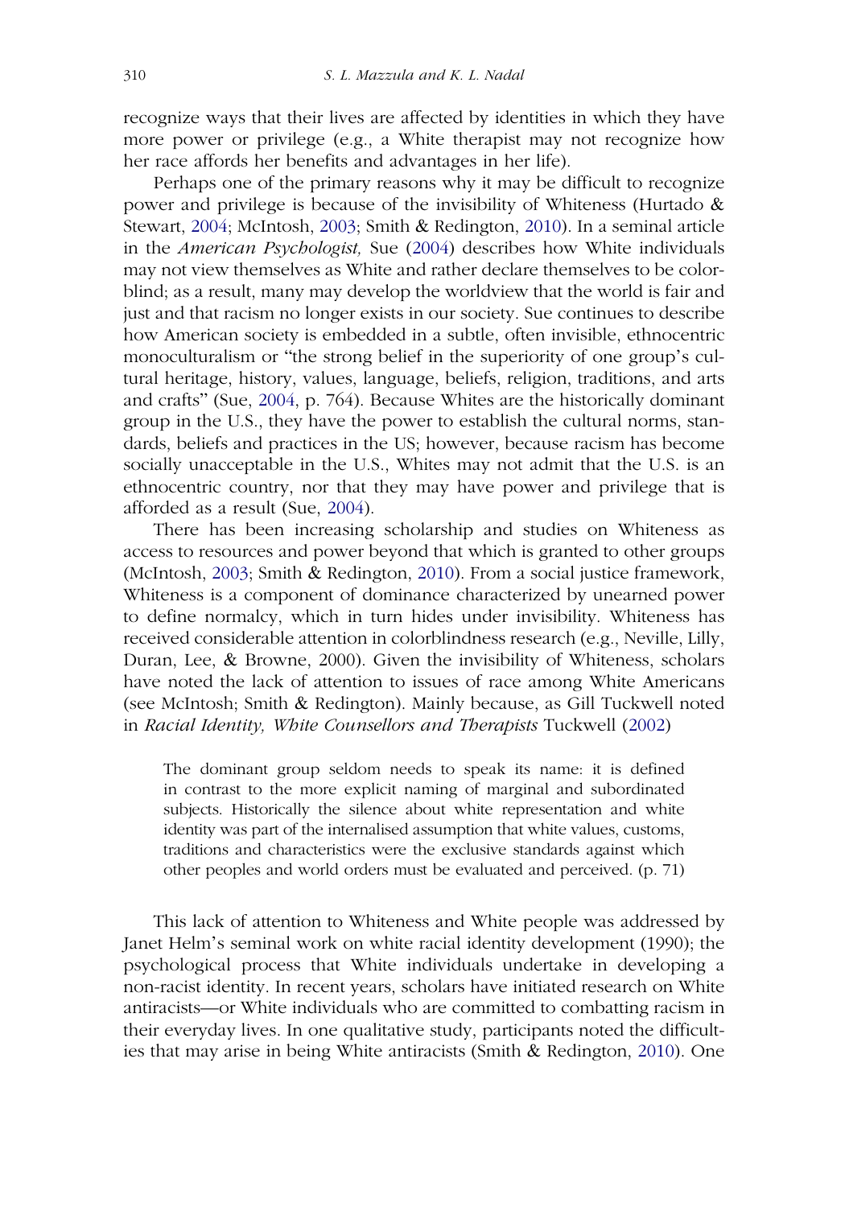recognize ways that their lives are affected by identities in which they have more power or privilege (e.g., a White therapist may not recognize how her race affords her benefits and advantages in her life).

Perhaps one of the primary reasons why it may be difficult to recognize power and privilege is because of the invisibility of Whiteness (Hurtado & Stewart, 2004; McIntosh, 2003; Smith & Redington, 2010). In a seminal article in the *American Psychologist,* Sue (2004) describes how White individuals may not view themselves as White and rather declare themselves to be colorblind; as a result, many may develop the worldview that the world is fair and just and that racism no longer exists in our society. Sue continues to describe how American society is embedded in a subtle, often invisible, ethnocentric monoculturalism or "the strong belief in the superiority of one group's cultural heritage, history, values, language, beliefs, religion, traditions, and arts and crafts" (Sue, 2004, p. 764). Because Whites are the historically dominant group in the U.S., they have the power to establish the cultural norms, standards, beliefs and practices in the US; however, because racism has become socially unacceptable in the U.S., Whites may not admit that the U.S. is an ethnocentric country, nor that they may have power and privilege that is afforded as a result (Sue, 2004).

There has been increasing scholarship and studies on Whiteness as access to resources and power beyond that which is granted to other groups (McIntosh, 2003; Smith & Redington, 2010). From a social justice framework, Whiteness is a component of dominance characterized by unearned power to define normalcy, which in turn hides under invisibility. Whiteness has received considerable attention in colorblindness research (e.g., Neville, Lilly, Duran, Lee, & Browne, 2000). Given the invisibility of Whiteness, scholars have noted the lack of attention to issues of race among White Americans (see McIntosh; Smith & Redington). Mainly because, as Gill Tuckwell noted in *Racial Identity, White Counsellors and Therapists* Tuckwell (2002)

> The dominant group seldom needs to speak its name: it is defined in contrast to the more explicit naming of marginal and subordinated subjects. Historically the silence about white representation and white identity was part of the internalised assumption that white values, customs, traditions and characteristics were the exclusive standards against which other peoples and world orders must be evaluated and perceived. (p. 71)

This lack of attention to Whiteness and White people was addressed by Janet Helm's seminal work on white racial identity development (1990); the psychological process that White individuals undertake in developing a non-racist identity. In recent years, scholars have initiated research on White antiracists—or White individuals who are committed to combatting racism in their everyday lives. In one qualitative study, participants noted the difficulties that may arise in being White antiracists (Smith & Redington, 2010). One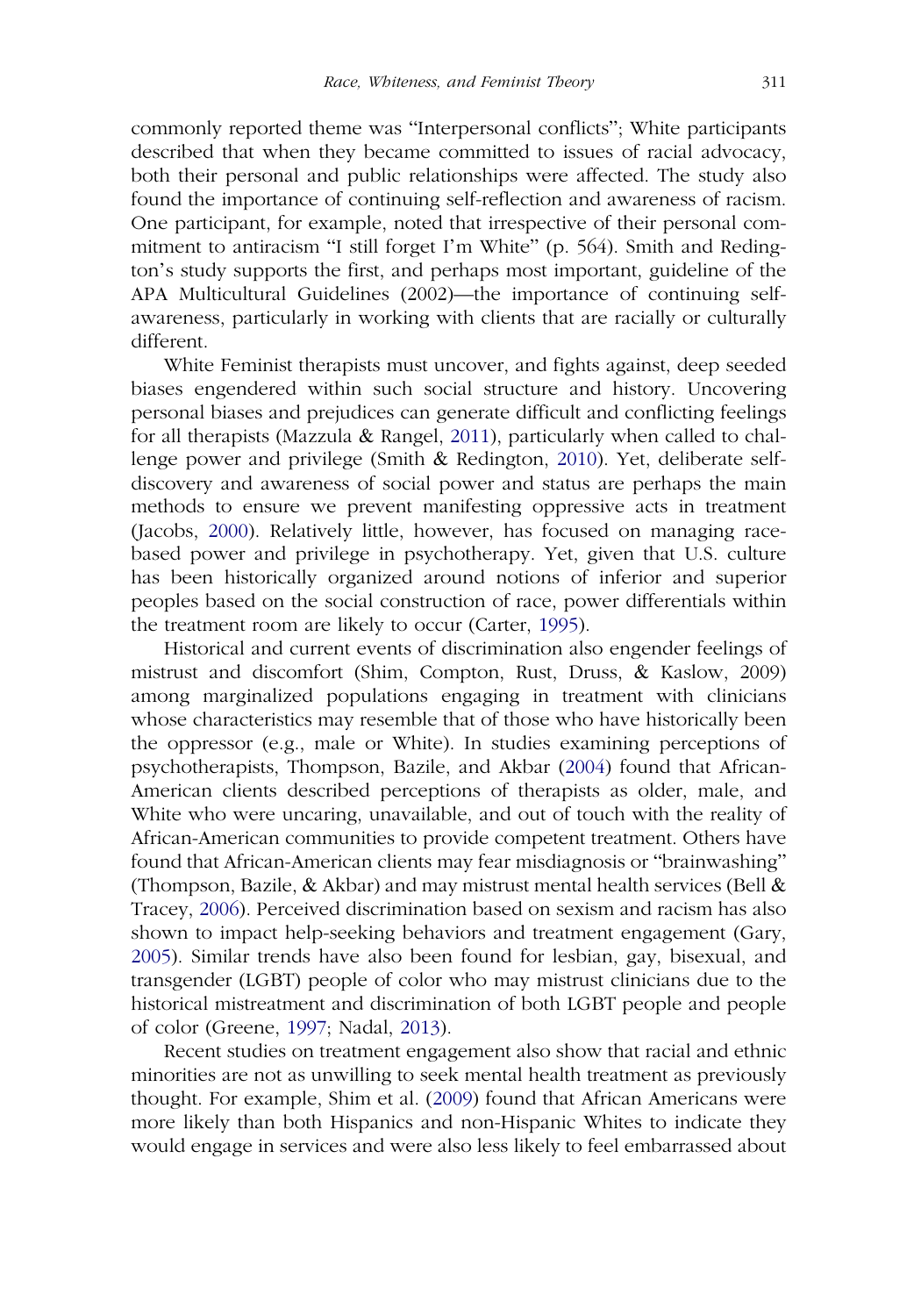commonly reported theme was "Interpersonal conflicts"; White participants described that when they became committed to issues of racial advocacy, both their personal and public relationships were affected. The study also found the importance of continuing self-reflection and awareness of racism. One participant, for example, noted that irrespective of their personal commitment to antiracism "I still forget I'm White" (p. 564). Smith and Redington's study supports the first, and perhaps most important, guideline of the APA Multicultural Guidelines (2002)—the importance of continuing self-awareness, particularly in working with clients that are racially or culturally different.

White Feminist therapists must uncover, and fights against, deep seeded biases engendered within such social structure and history. Uncovering personal biases and prejudices can generate difficult and conflicting feelings for all therapists (Mazzula & Rangel, 2011), particularly when called to challenge power and privilege (Smith & Redington, 2010). Yet, deliberate self-discovery and awareness of social power and status are perhaps the main methods to ensure we prevent manifesting oppressive acts in treatment (Jacobs, 2000). Relatively little, however, has focused on managing race-based power and privilege in psychotherapy. Yet, given that U.S. culture has been historically organized around notions of inferior and superior peoples based on the social construction of race, power differentials within the treatment room are likely to occur (Carter, 1995).

Historical and current events of discrimination also engender feelings of mistrust and discomfort (Shim, Compton, Rust, Druss, & Kaslow, 2009) among marginalized populations engaging in treatment with clinicians whose characteristics may resemble that of those who have historically been the oppressor (e.g., male or White). In studies examining perceptions of psychotherapists, Thompson, Bazile, and Akbar (2004) found that African-American clients described perceptions of therapists as older, male, and White who were uncaring, unavailable, and out of touch with the reality of African-American communities to provide competent treatment. Others have found that African-American clients may fear misdiagnosis or "brainwashing" (Thompson, Bazile, & Akbar) and may mistrust mental health services (Bell & Tracey, 2006). Perceived discrimination based on sexism and racism has also shown to impact help-seeking behaviors and treatment engagement (Gary, 2005). Similar trends have also been found for lesbian, gay, bisexual, and transgender (LGBT) people of color who may mistrust clinicians due to the historical mistreatment and discrimination of both LGBT people and people of color (Greene, 1997; Nadal, 2013).

Recent studies on treatment engagement also show that racial and ethnic minorities are not as unwilling to seek mental health treatment as previously thought. For example, Shim et al. (2009) found that African Americans were more likely than both Hispanics and non-Hispanic Whites to indicate they would engage in services and were also less likely to feel embarrassed about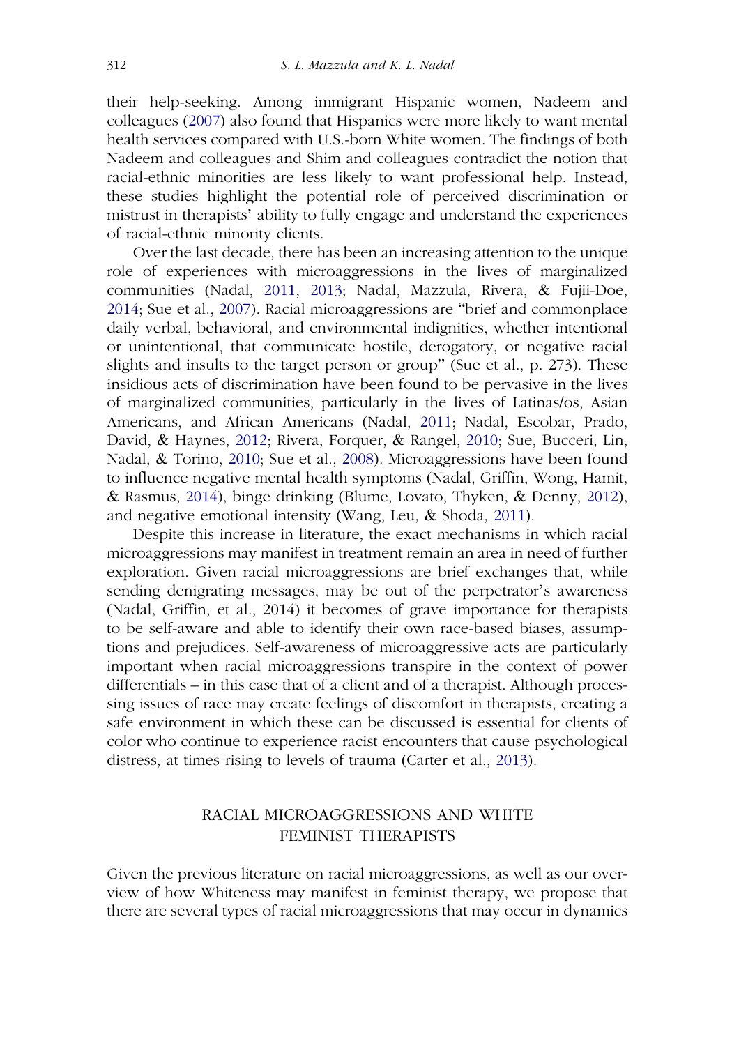their help-seeking. Among immigrant Hispanic women, Nadeem and colleagues (2007) also found that Hispanics were more likely to want mental health services compared with U.S.-born White women. The findings of both Nadeem and colleagues and Shim and colleagues contradict the notion that racial-ethnic minorities are less likely to want professional help. Instead, these studies highlight the potential role of perceived discrimination or mistrust in therapists' ability to fully engage and understand the experiences of racial-ethnic minority clients.

Over the last decade, there has been an increasing attention to the unique role of experiences with microaggressions in the lives of marginalized communities (Nadal, 2011, 2013; Nadal, Mazzula, Rivera, & Fujii-Doe, 2014; Sue et al., 2007). Racial microaggressions are "brief and commonplace daily verbal, behavioral, and environmental indignities, whether intentional or unintentional, that communicate hostile, derogatory, or negative racial slights and insults to the target person or group" (Sue et al., p. 273). These insidious acts of discrimination have been found to be pervasive in the lives of marginalized communities, particularly in the lives of Latinas/os, Asian Americans, and African Americans (Nadal, 2011; Nadal, Escobar, Prado, David, & Haynes, 2012; Rivera, Forquer, & Rangel, 2010; Sue, Bucceri, Lin, Nadal, & Torino, 2010; Sue et al., 2008). Microaggressions have been found to influence negative mental health symptoms (Nadal, Griffin, Wong, Hamit, & Rasmus, 2014), binge drinking (Blume, Lovato, Thyken, & Denny, 2012), and negative emotional intensity (Wang, Leu, & Shoda, 2011).

Despite this increase in literature, the exact mechanisms in which racial microaggressions may manifest in treatment remain an area in need of further exploration. Given racial microaggressions are brief exchanges that, while sending denigrating messages, may be out of the perpetrator's awareness (Nadal, Griffin, et al., 2014) it becomes of grave importance for therapists to be self-aware and able to identify their own race-based biases, assumptions and prejudices. Self-awareness of microaggressive acts are particularly important when racial microaggressions transpire in the context of power differentials – in this case that of a client and of a therapist. Although processing issues of race may create feelings of discomfort in therapists, creating a safe environment in which these can be discussed is essential for clients of color who continue to experience racist encounters that cause psychological distress, at times rising to levels of trauma (Carter et al., 2013).

## RACIAL MICROAGGRESSIONS AND WHITE FEMINIST THERAPISTS

Given the previous literature on racial microaggressions, as well as our overview of how Whiteness may manifest in feminist therapy, we propose that there are several types of racial microaggressions that may occur in dynamics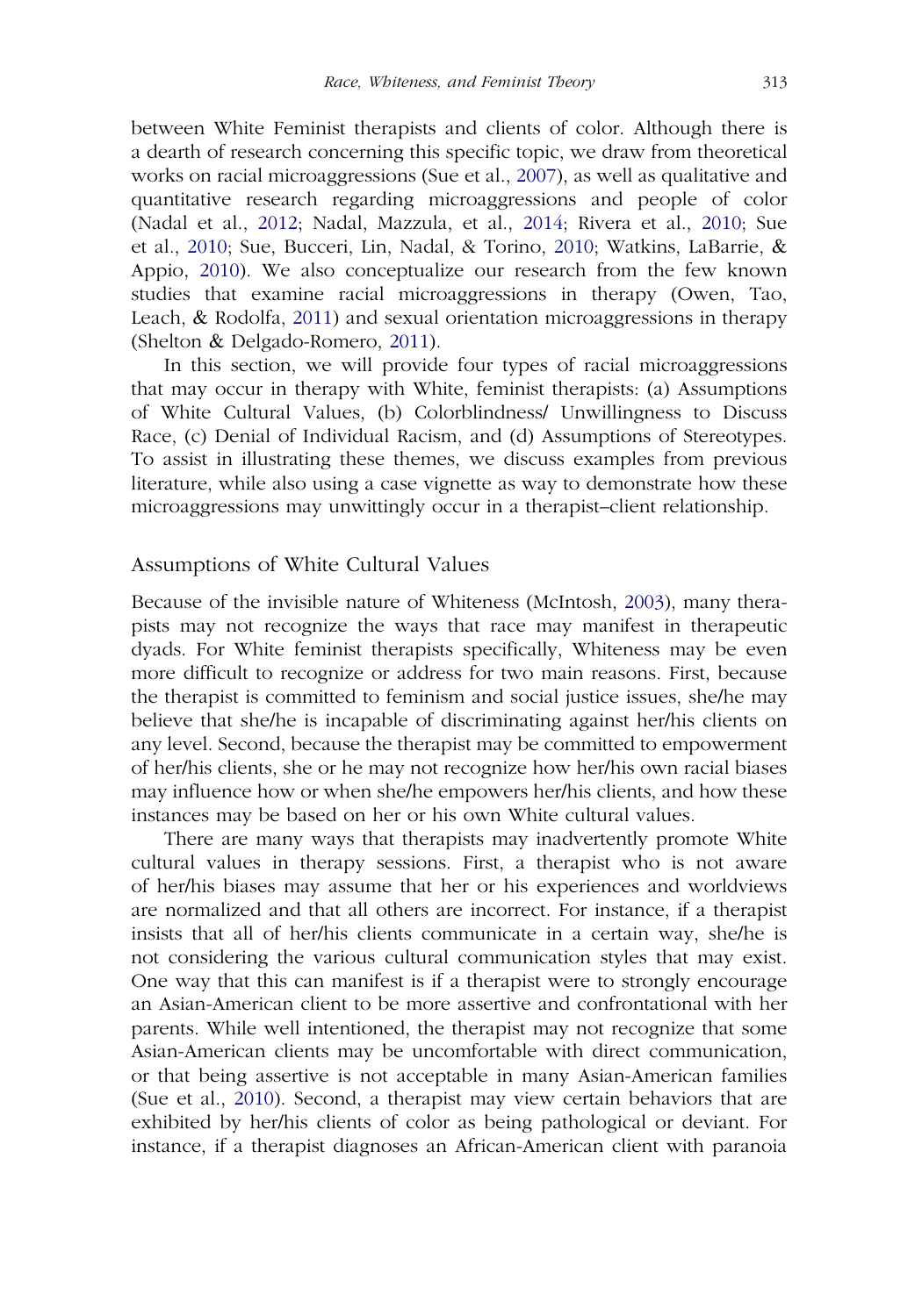between White Feminist therapists and clients of color. Although there is a dearth of research concerning this specific topic, we draw from theoretical works on racial microaggressions (Sue et al., 2007), as well as qualitative and quantitative research regarding microaggressions and people of color (Nadal et al., 2012; Nadal, Mazzula, et al., 2014; Rivera et al., 2010; Sue et al., 2010; Sue, Bucceri, Lin, Nadal, & Torino, 2010; Watkins, LaBarrie, & Appio, 2010). We also conceptualize our research from the few known studies that examine racial microaggressions in therapy (Owen, Tao, Leach, & Rodolfa, 2011) and sexual orientation microaggressions in therapy (Shelton & Delgado-Romero, 2011).

In this section, we will provide four types of racial microaggressions that may occur in therapy with White, feminist therapists: (a) Assumptions of White Cultural Values, (b) Colorblindness/ Unwillingness to Discuss Race, (c) Denial of Individual Racism, and (d) Assumptions of Stereotypes. To assist in illustrating these themes, we discuss examples from previous literature, while also using a case vignette as way to demonstrate how these microaggressions may unwittingly occur in a therapist–client relationship.

## Assumptions of White Cultural Values

Because of the invisible nature of Whiteness (McIntosh, 2003), many therapists may not recognize the ways that race may manifest in therapeutic dyads. For White feminist therapists specifically, Whiteness may be even more difficult to recognize or address for two main reasons. First, because the therapist is committed to feminism and social justice issues, she/he may believe that she/he is incapable of discriminating against her/his clients on any level. Second, because the therapist may be committed to empowerment of her/his clients, she or he may not recognize how her/his own racial biases may influence how or when she/he empowers her/his clients, and how these instances may be based on her or his own White cultural values.

There are many ways that therapists may inadvertently promote White cultural values in therapy sessions. First, a therapist who is not aware of her/his biases may assume that her or his experiences and worldviews are normalized and that all others are incorrect. For instance, if a therapist insists that all of her/his clients communicate in a certain way, she/he is not considering the various cultural communication styles that may exist. One way that this can manifest is if a therapist were to strongly encourage an Asian-American client to be more assertive and confrontational with her parents. While well intentioned, the therapist may not recognize that some Asian-American clients may be uncomfortable with direct communication, or that being assertive is not acceptable in many Asian-American families (Sue et al., 2010). Second, a therapist may view certain behaviors that are exhibited by her/his clients of color as being pathological or deviant. For instance, if a therapist diagnoses an African-American client with paranoia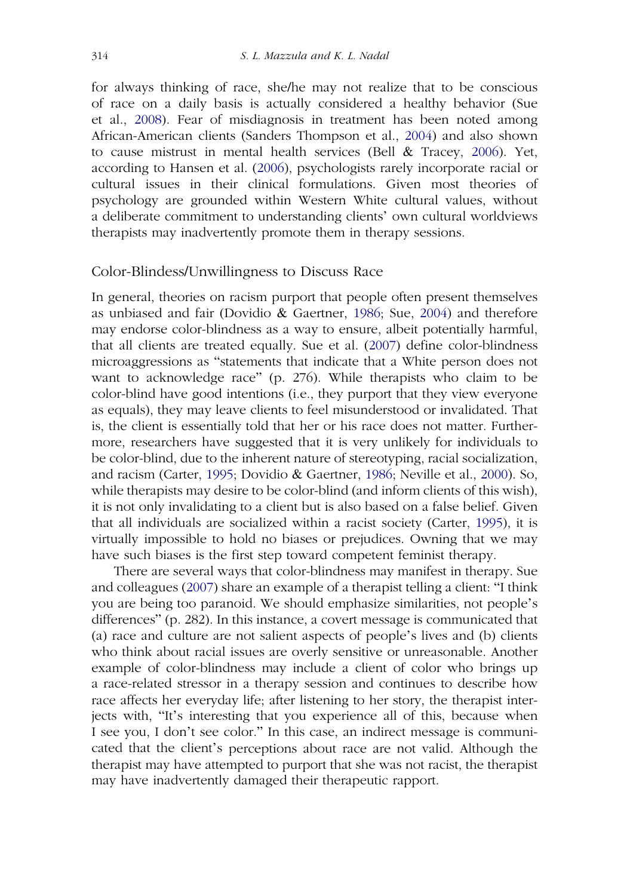for always thinking of race, she/he may not realize that to be conscious of race on a daily basis is actually considered a healthy behavior (Sue et al., 2008). Fear of misdiagnosis in treatment has been noted among African-American clients (Sanders Thompson et al., 2004) and also shown to cause mistrust in mental health services (Bell & Tracey, 2006). Yet, according to Hansen et al. (2006), psychologists rarely incorporate racial or cultural issues in their clinical formulations. Given most theories of psychology are grounded within Western White cultural values, without a deliberate commitment to understanding clients' own cultural worldviews therapists may inadvertently promote them in therapy sessions.

## Color-Blindess/Unwillingness to Discuss Race

In general, theories on racism purport that people often present themselves as unbiased and fair (Dovidio & Gaertner, 1986; Sue, 2004) and therefore may endorse color-blindness as a way to ensure, albeit potentially harmful, that all clients are treated equally. Sue et al. (2007) define color-blindness microaggressions as "statements that indicate that a White person does not want to acknowledge race" (p. 276). While therapists who claim to be color-blind have good intentions (i.e., they purport that they view everyone as equals), they may leave clients to feel misunderstood or invalidated. That is, the client is essentially told that her or his race does not matter. Furthermore, researchers have suggested that it is very unlikely for individuals to be color-blind, due to the inherent nature of stereotyping, racial socialization, and racism (Carter, 1995; Dovidio & Gaertner, 1986; Neville et al., 2000). So, while therapists may desire to be color-blind (and inform clients of this wish), it is not only invalidating to a client but is also based on a false belief. Given that all individuals are socialized within a racist society (Carter, 1995), it is virtually impossible to hold no biases or prejudices. Owning that we may have such biases is the first step toward competent feminist therapy.

There are several ways that color-blindness may manifest in therapy. Sue and colleagues (2007) share an example of a therapist telling a client: "I think you are being too paranoid. We should emphasize similarities, not people's differences" (p. 282). In this instance, a covert message is communicated that (a) race and culture are not salient aspects of people's lives and (b) clients who think about racial issues are overly sensitive or unreasonable. Another example of color-blindness may include a client of color who brings up a race-related stressor in a therapy session and continues to describe how race affects her everyday life; after listening to her story, the therapist interjects with, "It's interesting that you experience all of this, because when I see you, I don't see color." In this case, an indirect message is communicated that the client's perceptions about race are not valid. Although the therapist may have attempted to purport that she was not racist, the therapist may have inadvertently damaged their therapeutic rapport.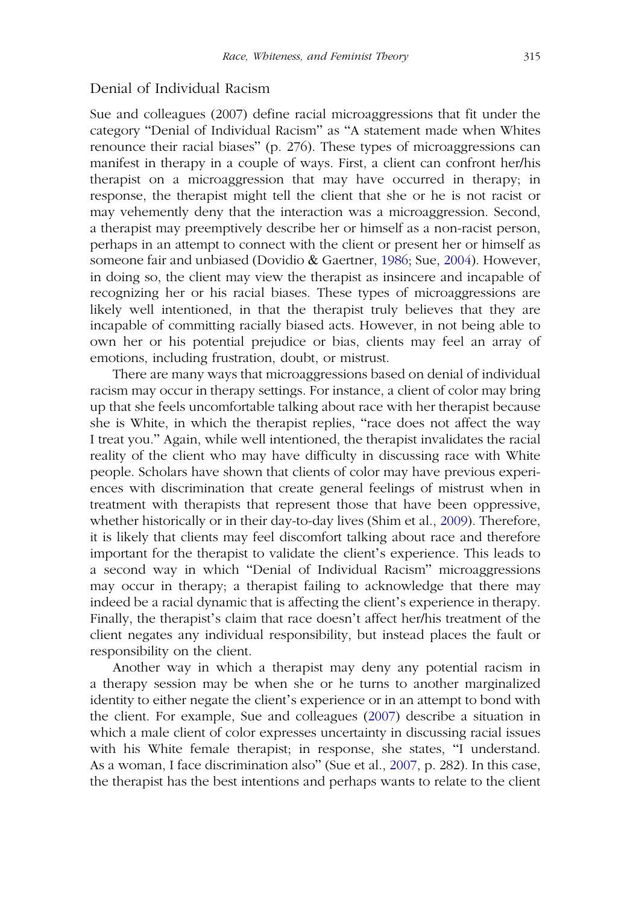## Denial of Individual Racism

Sue and colleagues (2007) define racial microaggressions that fit under the category "Denial of Individual Racism" as "A statement made when Whites renounce their racial biases" (p. 276). These types of microaggressions can manifest in therapy in a couple of ways. First, a client can confront her/his therapist on a microaggression that may have occurred in therapy; in response, the therapist might tell the client that she or he is not racist or may vehemently deny that the interaction was a microaggression. Second, a therapist may preemptively describe her or himself as a non-racist person, perhaps in an attempt to connect with the client or present her or himself as someone fair and unbiased (Dovidio & Gaertner, 1986; Sue, 2004). However, in doing so, the client may view the therapist as insincere and incapable of recognizing her or his racial biases. These types of microaggressions are likely well intentioned, in that the therapist truly believes that they are incapable of committing racially biased acts. However, in not being able to own her or his potential prejudice or bias, clients may feel an array of emotions, including frustration, doubt, or mistrust.

There are many ways that microaggressions based on denial of individual racism may occur in therapy settings. For instance, a client of color may bring up that she feels uncomfortable talking about race with her therapist because she is White, in which the therapist replies, "race does not affect the way I treat you." Again, while well intentioned, the therapist invalidates the racial reality of the client who may have difficulty in discussing race with White people. Scholars have shown that clients of color may have previous experiences with discrimination that create general feelings of mistrust when in treatment with therapists that represent those that have been oppressive, whether historically or in their day-to-day lives (Shim et al., 2009). Therefore, it is likely that clients may feel discomfort talking about race and therefore important for the therapist to validate the client's experience. This leads to a second way in which "Denial of Individual Racism" microaggressions may occur in therapy; a therapist failing to acknowledge that there may indeed be a racial dynamic that is affecting the client's experience in therapy. Finally, the therapist's claim that race doesn't affect her/his treatment of the client negates any individual responsibility, but instead places the fault or responsibility on the client.

Another way in which a therapist may deny any potential racism in a therapy session may be when she or he turns to another marginalized identity to either negate the client's experience or in an attempt to bond with the client. For example, Sue and colleagues (2007) describe a situation in which a male client of color expresses uncertainty in discussing racial issues with his White female therapist; in response, she states, "I understand. As a woman, I face discrimination also" (Sue et al., 2007, p. 282). In this case, the therapist has the best intentions and perhaps wants to relate to the client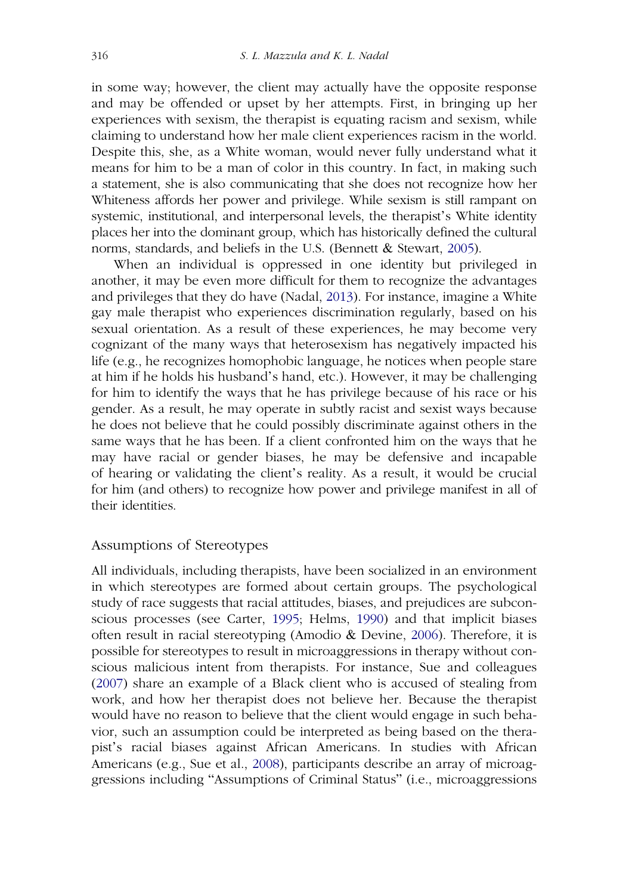in some way; however, the client may actually have the opposite response and may be offended or upset by her attempts. First, in bringing up her experiences with sexism, the therapist is equating racism and sexism, while claiming to understand how her male client experiences racism in the world. Despite this, she, as a White woman, would never fully understand what it means for him to be a man of color in this country. In fact, in making such a statement, she is also communicating that she does not recognize how her Whiteness affords her power and privilege. While sexism is still rampant on systemic, institutional, and interpersonal levels, the therapist's White identity places her into the dominant group, which has historically defined the cultural norms, standards, and beliefs in the U.S. (Bennett & Stewart, 2005).

When an individual is oppressed in one identity but privileged in another, it may be even more difficult for them to recognize the advantages and privileges that they do have (Nadal, 2013). For instance, imagine a White gay male therapist who experiences discrimination regularly, based on his sexual orientation. As a result of these experiences, he may become very cognizant of the many ways that heterosexism has negatively impacted his life (e.g., he recognizes homophobic language, he notices when people stare at him if he holds his husband's hand, etc.). However, it may be challenging for him to identify the ways that he has privilege because of his race or his gender. As a result, he may operate in subtly racist and sexist ways because he does not believe that he could possibly discriminate against others in the same ways that he has been. If a client confronted him on the ways that he may have racial or gender biases, he may be defensive and incapable of hearing or validating the client's reality. As a result, it would be crucial for him (and others) to recognize how power and privilege manifest in all of their identities.

## Assumptions of Stereotypes

All individuals, including therapists, have been socialized in an environment in which stereotypes are formed about certain groups. The psychological study of race suggests that racial attitudes, biases, and prejudices are subconscious processes (see Carter, 1995; Helms, 1990) and that implicit biases often result in racial stereotyping (Amodio & Devine, 2006). Therefore, it is possible for stereotypes to result in microaggressions in therapy without conscious malicious intent from therapists. For instance, Sue and colleagues (2007) share an example of a Black client who is accused of stealing from work, and how her therapist does not believe her. Because the therapist would have no reason to believe that the client would engage in such behavior, such an assumption could be interpreted as being based on the therapist's racial biases against African Americans. In studies with African Americans (e.g., Sue et al., 2008), participants describe an array of microaggressions including "Assumptions of Criminal Status" (i.e., microaggressions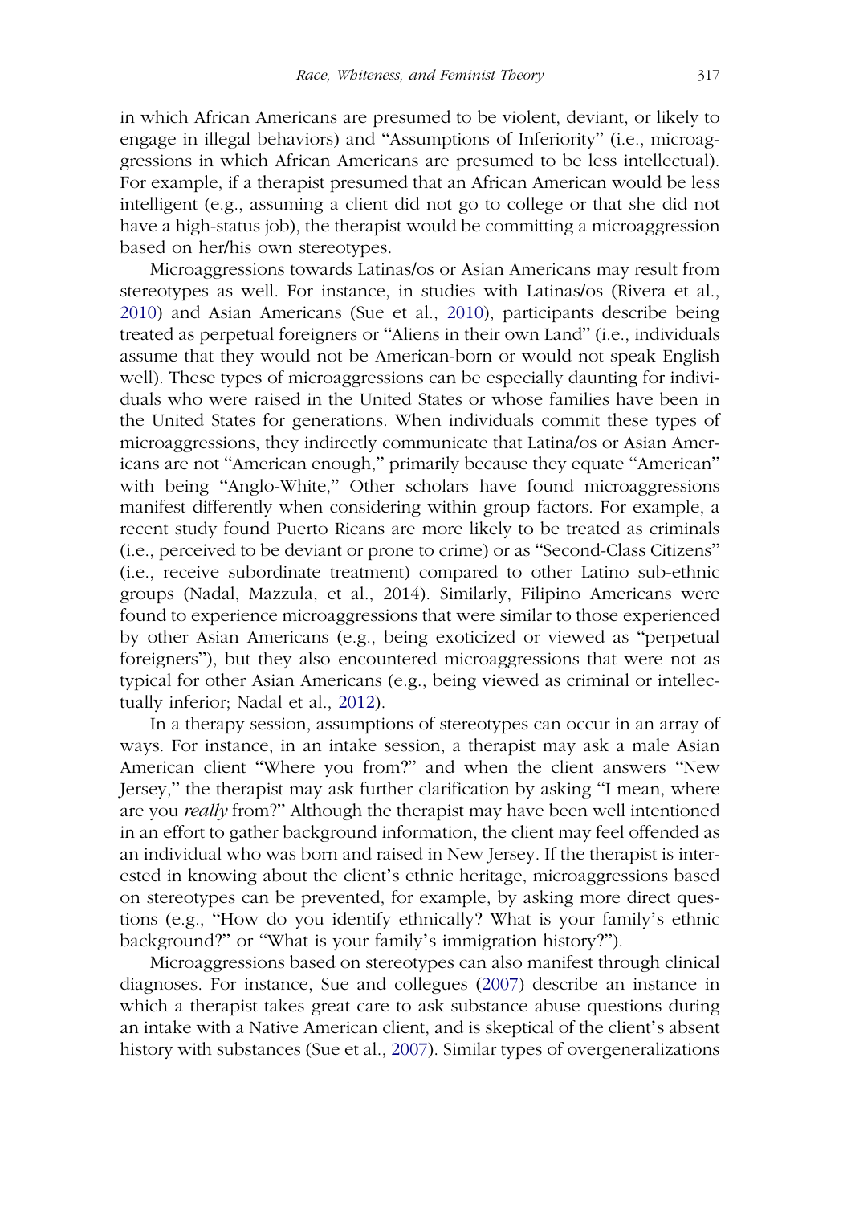in which African Americans are presumed to be violent, deviant, or likely to engage in illegal behaviors) and "Assumptions of Inferiority" (i.e., microaggressions in which African Americans are presumed to be less intellectual). For example, if a therapist presumed that an African American would be less intelligent (e.g., assuming a client did not go to college or that she did not have a high-status job), the therapist would be committing a microaggression based on her/his own stereotypes.

Microaggressions towards Latinas/os or Asian Americans may result from stereotypes as well. For instance, in studies with Latinas/os (Rivera et al., 2010) and Asian Americans (Sue et al., 2010), participants describe being treated as perpetual foreigners or "Aliens in their own Land" (i.e., individuals assume that they would not be American-born or would not speak English well). These types of microaggressions can be especially daunting for individuals who were raised in the United States or whose families have been in the United States for generations. When individuals commit these types of microaggressions, they indirectly communicate that Latina/os or Asian Americans are not "American enough," primarily because they equate "American" with being "Anglo-White," Other scholars have found microaggressions manifest differently when considering within group factors. For example, a recent study found Puerto Ricans are more likely to be treated as criminals (i.e., perceived to be deviant or prone to crime) or as "Second-Class Citizens" (i.e., receive subordinate treatment) compared to other Latino sub-ethnic groups (Nadal, Mazzula, et al., 2014). Similarly, Filipino Americans were found to experience microaggressions that were similar to those experienced by other Asian Americans (e.g., being exoticized or viewed as "perpetual foreigners"), but they also encountered microaggressions that were not as typical for other Asian Americans (e.g., being viewed as criminal or intellectually inferior; Nadal et al., 2012).

In a therapy session, assumptions of stereotypes can occur in an array of ways. For instance, in an intake session, a therapist may ask a male Asian American client "Where you from?" and when the client answers "New Jersey," the therapist may ask further clarification by asking "I mean, where are you *really* from?" Although the therapist may have been well intentioned in an effort to gather background information, the client may feel offended as an individual who was born and raised in New Jersey. If the therapist is interested in knowing about the client's ethnic heritage, microaggressions based on stereotypes can be prevented, for example, by asking more direct questions (e.g., "How do you identify ethnically? What is your family's ethnic background?" or "What is your family's immigration history?").

Microaggressions based on stereotypes can also manifest through clinical diagnoses. For instance, Sue and collegues (2007) describe an instance in which a therapist takes great care to ask substance abuse questions during an intake with a Native American client, and is skeptical of the client's absent history with substances (Sue et al., 2007). Similar types of overgeneralizations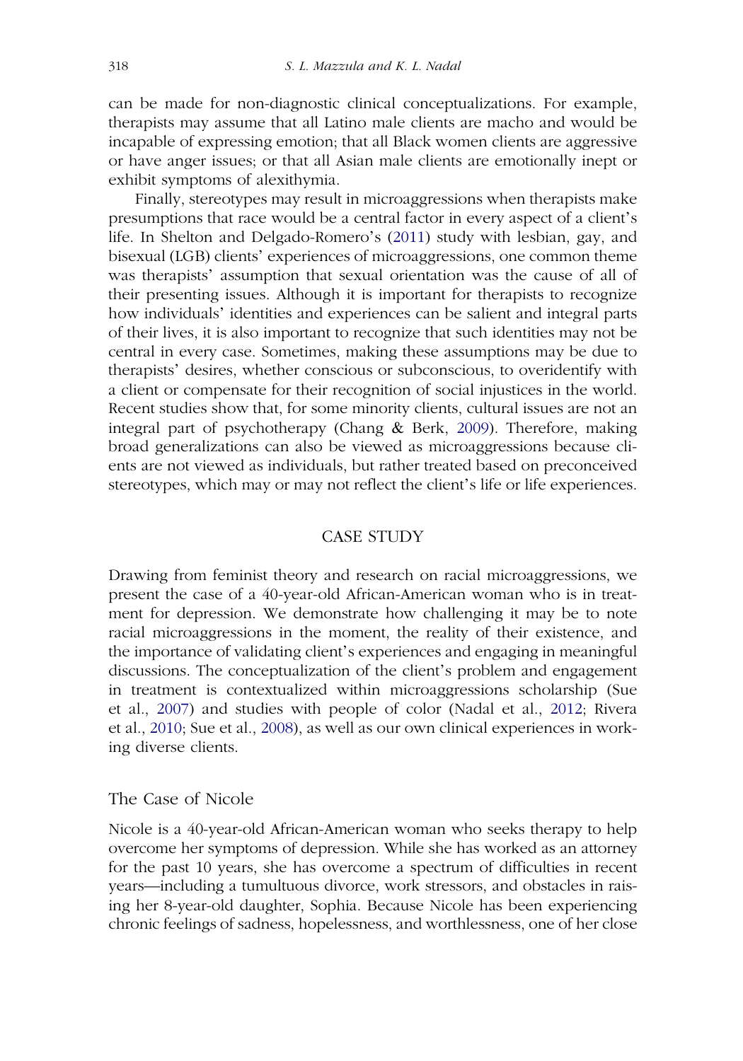can be made for non-diagnostic clinical conceptualizations. For example, therapists may assume that all Latino male clients are macho and would be incapable of expressing emotion; that all Black women clients are aggressive or have anger issues; or that all Asian male clients are emotionally inept or exhibit symptoms of alexithymia.

Finally, stereotypes may result in microaggressions when therapists make presumptions that race would be a central factor in every aspect of a client's life. In Shelton and Delgado-Romero's (2011) study with lesbian, gay, and bisexual (LGB) clients' experiences of microaggressions, one common theme was therapists' assumption that sexual orientation was the cause of all of their presenting issues. Although it is important for therapists to recognize how individuals' identities and experiences can be salient and integral parts of their lives, it is also important to recognize that such identities may not be central in every case. Sometimes, making these assumptions may be due to therapists' desires, whether conscious or subconscious, to overidentify with a client or compensate for their recognition of social injustices in the world. Recent studies show that, for some minority clients, cultural issues are not an integral part of psychotherapy (Chang & Berk, 2009). Therefore, making broad generalizations can also be viewed as microaggressions because clients are not viewed as individuals, but rather treated based on preconceived stereotypes, which may or may not reflect the client's life or life experiences.

## CASE STUDY

Drawing from feminist theory and research on racial microaggressions, we present the case of a 40-year-old African-American woman who is in treatment for depression. We demonstrate how challenging it may be to note racial microaggressions in the moment, the reality of their existence, and the importance of validating client's experiences and engaging in meaningful discussions. The conceptualization of the client's problem and engagement in treatment is contextualized within microaggressions scholarship (Sue et al., 2007) and studies with people of color (Nadal et al., 2012; Rivera et al., 2010; Sue et al., 2008), as well as our own clinical experiences in working diverse clients.

### The Case of Nicole

Nicole is a 40-year-old African-American woman who seeks therapy to help overcome her symptoms of depression. While she has worked as an attorney for the past 10 years, she has overcome a spectrum of difficulties in recent years—including a tumultuous divorce, work stressors, and obstacles in raising her 8-year-old daughter, Sophia. Because Nicole has been experiencing chronic feelings of sadness, hopelessness, and worthlessness, one of her close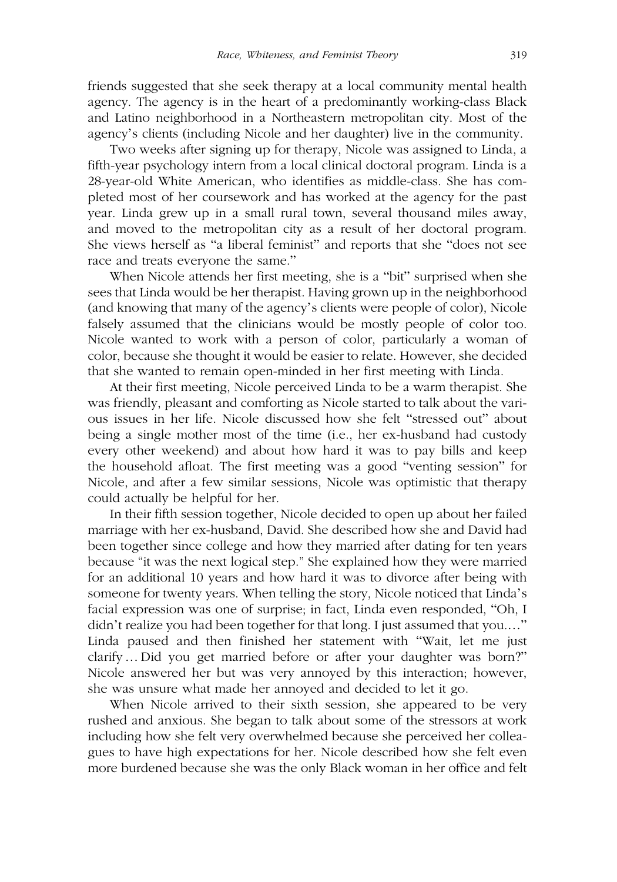friends suggested that she seek therapy at a local community mental health agency. The agency is in the heart of a predominantly working-class Black and Latino neighborhood in a Northeastern metropolitan city. Most of the agency's clients (including Nicole and her daughter) live in the community.

Two weeks after signing up for therapy, Nicole was assigned to Linda, a fifth-year psychology intern from a local clinical doctoral program. Linda is a 28-year-old White American, who identifies as middle-class. She has completed most of her coursework and has worked at the agency for the past year. Linda grew up in a small rural town, several thousand miles away, and moved to the metropolitan city as a result of her doctoral program. She views herself as "a liberal feminist" and reports that she "does not see race and treats everyone the same."

When Nicole attends her first meeting, she is a "bit" surprised when she sees that Linda would be her therapist. Having grown up in the neighborhood (and knowing that many of the agency's clients were people of color), Nicole falsely assumed that the clinicians would be mostly people of color too. Nicole wanted to work with a person of color, particularly a woman of color, because she thought it would be easier to relate. However, she decided that she wanted to remain open-minded in her first meeting with Linda.

At their first meeting, Nicole perceived Linda to be a warm therapist. She was friendly, pleasant and comforting as Nicole started to talk about the various issues in her life. Nicole discussed how she felt "stressed out" about being a single mother most of the time (i.e., her ex-husband had custody every other weekend) and about how hard it was to pay bills and keep the household afloat. The first meeting was a good "venting session" for Nicole, and after a few similar sessions, Nicole was optimistic that therapy could actually be helpful for her.

In their fifth session together, Nicole decided to open up about her failed marriage with her ex-husband, David. She described how she and David had been together since college and how they married after dating for ten years because "it was the next logical step." She explained how they were married for an additional 10 years and how hard it was to divorce after being with someone for twenty years. When telling the story, Nicole noticed that Linda's facial expression was one of surprise; in fact, Linda even responded, "Oh, I didn't realize you had been together for that long. I just assumed that you...." Linda paused and then finished her statement with "Wait, let me just clarify ... Did you get married before or after your daughter was born?" Nicole answered her but was very annoyed by this interaction; however, she was unsure what made her annoyed and decided to let it go.

When Nicole arrived to their sixth session, she appeared to be very rushed and anxious. She began to talk about some of the stressors at work including how she felt very overwhelmed because she perceived her colleagues to have high expectations for her. Nicole described how she felt even more burdened because she was the only Black woman in her office and felt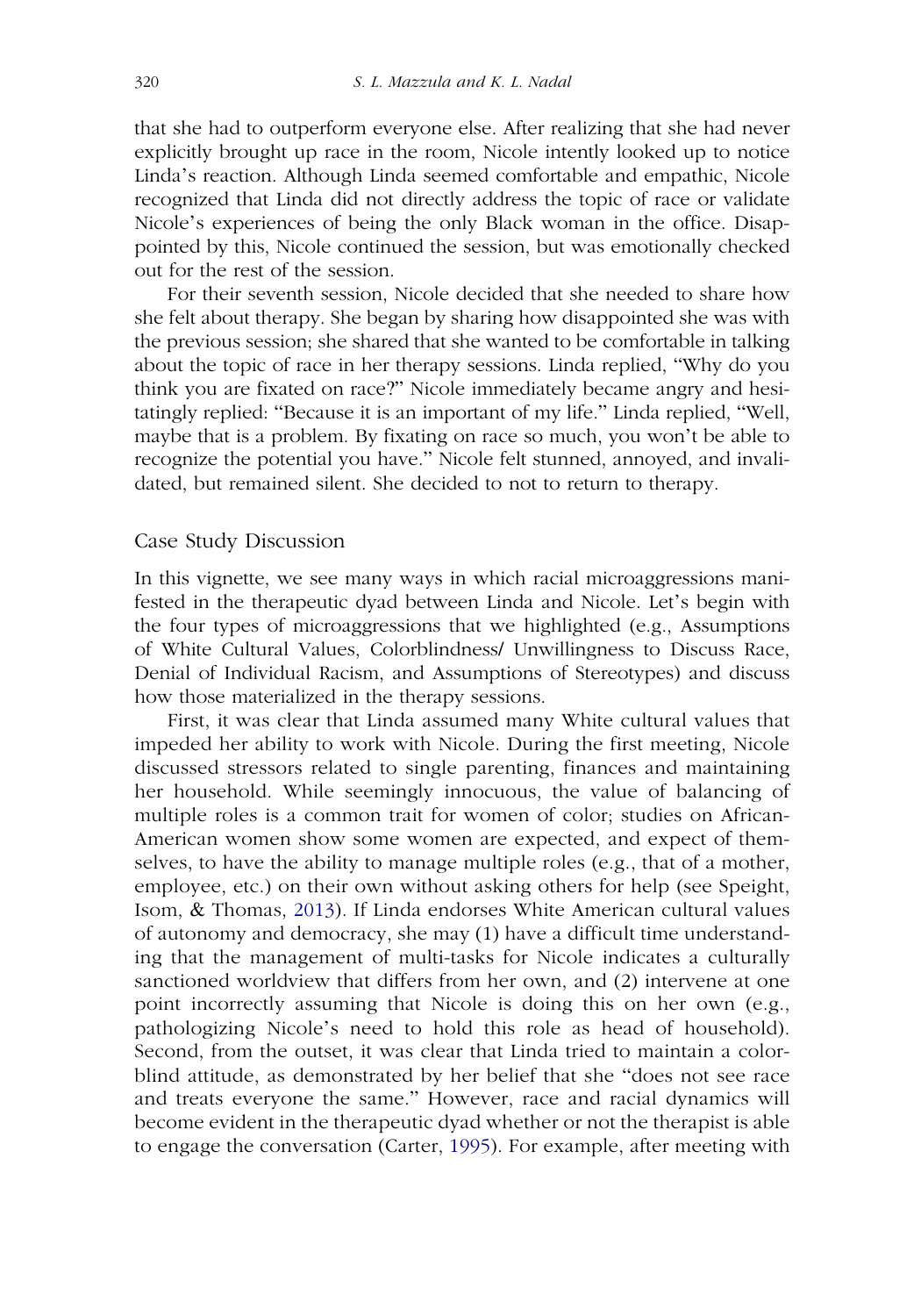that she had to outperform everyone else. After realizing that she had never explicitly brought up race in the room, Nicole intently looked up to notice Linda's reaction. Although Linda seemed comfortable and empathic, Nicole recognized that Linda did not directly address the topic of race or validate Nicole's experiences of being the only Black woman in the office. Disappointed by this, Nicole continued the session, but was emotionally checked out for the rest of the session.

For their seventh session, Nicole decided that she needed to share how she felt about therapy. She began by sharing how disappointed she was with the previous session; she shared that she wanted to be comfortable in talking about the topic of race in her therapy sessions. Linda replied, "Why do you think you are fixated on race?" Nicole immediately became angry and hesitatingly replied: "Because it is an important of my life." Linda replied, "Well, maybe that is a problem. By fixating on race so much, you won't be able to recognize the potential you have." Nicole felt stunned, annoyed, and invalidated, but remained silent. She decided to not to return to therapy.

## Case Study Discussion

In this vignette, we see many ways in which racial microaggressions manifested in the therapeutic dyad between Linda and Nicole. Let's begin with the four types of microaggressions that we highlighted (e.g., Assumptions of White Cultural Values, Colorblindness/ Unwillingness to Discuss Race, Denial of Individual Racism, and Assumptions of Stereotypes) and discuss how those materialized in the therapy sessions.

First, it was clear that Linda assumed many White cultural values that impeded her ability to work with Nicole. During the first meeting, Nicole discussed stressors related to single parenting, finances and maintaining her household. While seemingly innocuous, the value of balancing of multiple roles is a common trait for women of color; studies on African-American women show some women are expected, and expect of themselves, to have the ability to manage multiple roles (e.g., that of a mother, employee, etc.) on their own without asking others for help (see Speight, Isom, & Thomas, 2013). If Linda endorses White American cultural values of autonomy and democracy, she may (1) have a difficult time understanding that the management of multi-tasks for Nicole indicates a culturally sanctioned worldview that differs from her own, and (2) intervene at one point incorrectly assuming that Nicole is doing this on her own (e.g., pathologizing Nicole's need to hold this role as head of household). Second, from the outset, it was clear that Linda tried to maintain a colorblind attitude, as demonstrated by her belief that she "does not see race and treats everyone the same." However, race and racial dynamics will become evident in the therapeutic dyad whether or not the therapist is able to engage the conversation (Carter, 1995). For example, after meeting with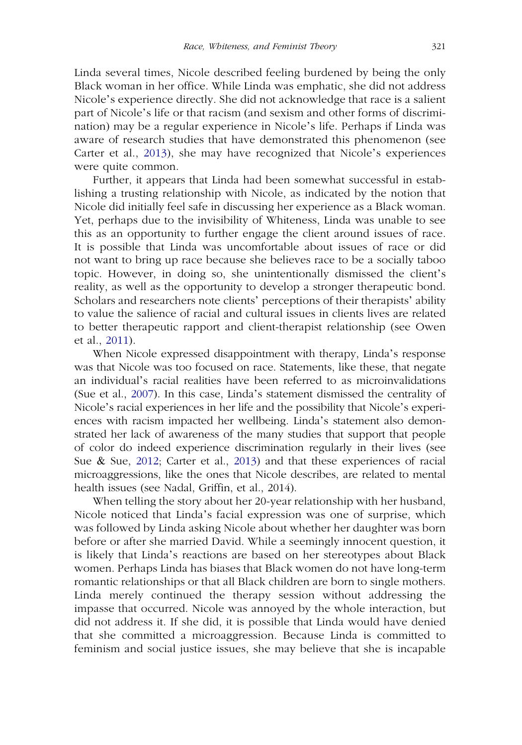Linda several times, Nicole described feeling burdened by being the only Black woman in her office. While Linda was emphatic, she did not address Nicole's experience directly. She did not acknowledge that race is a salient part of Nicole's life or that racism (and sexism and other forms of discrimination) may be a regular experience in Nicole's life. Perhaps if Linda was aware of research studies that have demonstrated this phenomenon (see Carter et al., 2013), she may have recognized that Nicole's experiences were quite common.

Further, it appears that Linda had been somewhat successful in establishing a trusting relationship with Nicole, as indicated by the notion that Nicole did initially feel safe in discussing her experience as a Black woman. Yet, perhaps due to the invisibility of Whiteness, Linda was unable to see this as an opportunity to further engage the client around issues of race. It is possible that Linda was uncomfortable about issues of race or did not want to bring up race because she believes race to be a socially taboo topic. However, in doing so, she unintentionally dismissed the client's reality, as well as the opportunity to develop a stronger therapeutic bond. Scholars and researchers note clients' perceptions of their therapists' ability to value the salience of racial and cultural issues in clients lives are related to better therapeutic rapport and client-therapist relationship (see Owen et al., 2011).

When Nicole expressed disappointment with therapy, Linda's response was that Nicole was too focused on race. Statements, like these, that negate an individual's racial realities have been referred to as microinvalidations (Sue et al., 2007). In this case, Linda's statement dismissed the centrality of Nicole's racial experiences in her life and the possibility that Nicole's experiences with racism impacted her wellbeing. Linda's statement also demonstrated her lack of awareness of the many studies that support that people of color do indeed experience discrimination regularly in their lives (see Sue & Sue, 2012; Carter et al., 2013) and that these experiences of racial microaggressions, like the ones that Nicole describes, are related to mental health issues (see Nadal, Griffin, et al., 2014).

When telling the story about her 20-year relationship with her husband, Nicole noticed that Linda's facial expression was one of surprise, which was followed by Linda asking Nicole about whether her daughter was born before or after she married David. While a seemingly innocent question, it is likely that Linda's reactions are based on her stereotypes about Black women. Perhaps Linda has biases that Black women do not have long-term romantic relationships or that all Black children are born to single mothers. Linda merely continued the therapy session without addressing the impasse that occurred. Nicole was annoyed by the whole interaction, but did not address it. If she did, it is possible that Linda would have denied that she committed a microaggression. Because Linda is committed to feminism and social justice issues, she may believe that she is incapable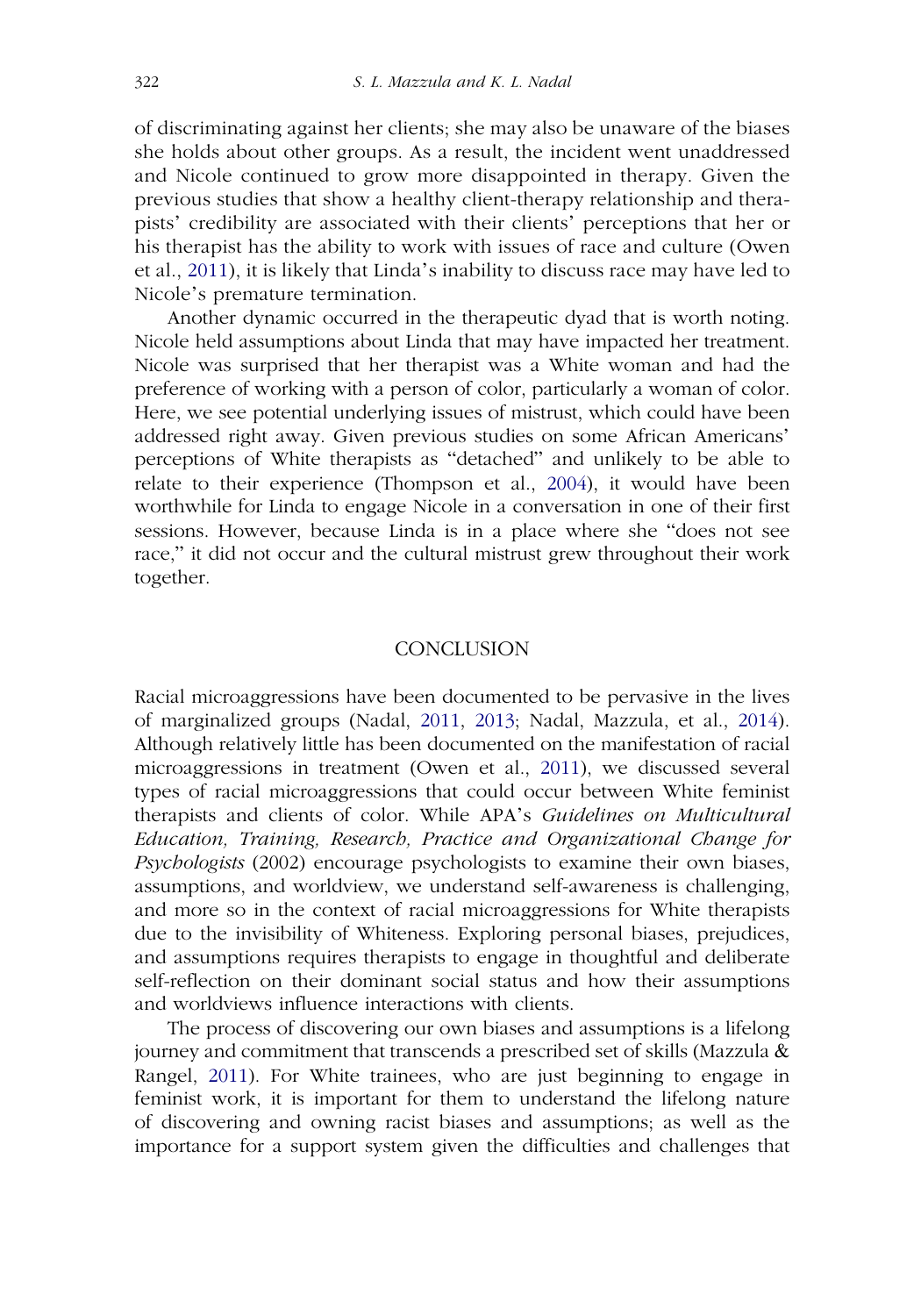of discriminating against her clients; she may also be unaware of the biases she holds about other groups. As a result, the incident went unaddressed and Nicole continued to grow more disappointed in therapy. Given the previous studies that show a healthy client-therapy relationship and therapists' credibility are associated with their clients' perceptions that her or his therapist has the ability to work with issues of race and culture (Owen et al., 2011), it is likely that Linda's inability to discuss race may have led to Nicole's premature termination.

Another dynamic occurred in the therapeutic dyad that is worth noting. Nicole held assumptions about Linda that may have impacted her treatment. Nicole was surprised that her therapist was a White woman and had the preference of working with a person of color, particularly a woman of color. Here, we see potential underlying issues of mistrust, which could have been addressed right away. Given previous studies on some African Americans' perceptions of White therapists as "detached" and unlikely to be able to relate to their experience (Thompson et al., 2004), it would have been worthwhile for Linda to engage Nicole in a conversation in one of their first sessions. However, because Linda is in a place where she "does not see race," it did not occur and the cultural mistrust grew throughout their work together.

## CONCLUSION

Racial microaggressions have been documented to be pervasive in the lives of marginalized groups (Nadal, 2011, 2013; Nadal, Mazzula, et al., 2014). Although relatively little has been documented on the manifestation of racial microaggressions in treatment (Owen et al., 2011), we discussed several types of racial microaggressions that could occur between White feminist therapists and clients of color. While APA's *Guidelines on Multicultural Education, Training, Research, Practice and Organizational Change for Psychologists* (2002) encourage psychologists to examine their own biases, assumptions, and worldview, we understand self-awareness is challenging, and more so in the context of racial microaggressions for White therapists due to the invisibility of Whiteness. Exploring personal biases, prejudices, and assumptions requires therapists to engage in thoughtful and deliberate self-reflection on their dominant social status and how their assumptions and worldviews influence interactions with clients.

The process of discovering our own biases and assumptions is a lifelong journey and commitment that transcends a prescribed set of skills (Mazzula & Rangel, 2011). For White trainees, who are just beginning to engage in feminist work, it is important for them to understand the lifelong nature of discovering and owning racist biases and assumptions; as well as the importance for a support system given the difficulties and challenges that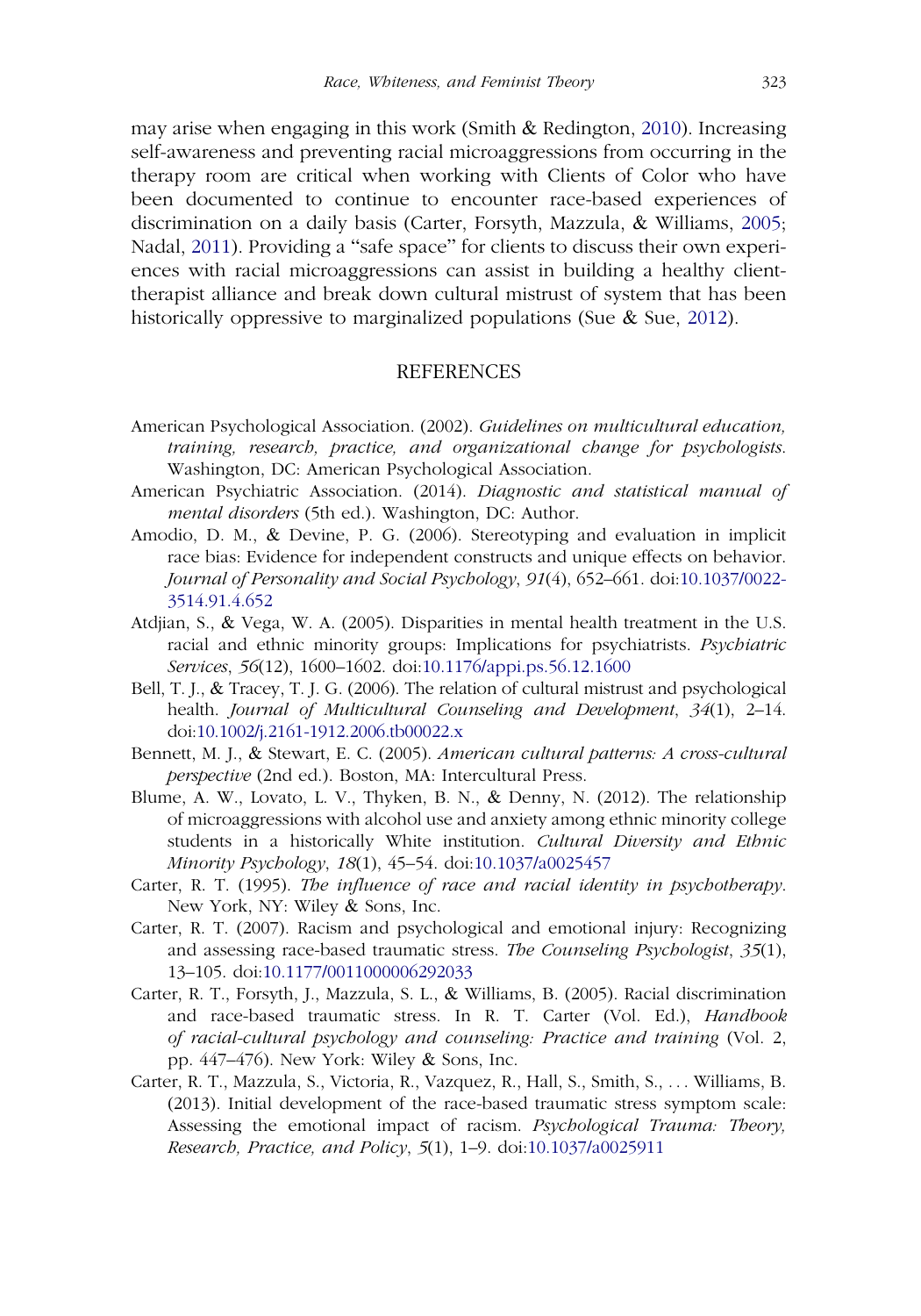may arise when engaging in this work (Smith & Redington, 2010). Increasing self-awareness and preventing racial microaggressions from occurring in the therapy room are critical when working with Clients of Color who have been documented to continue to encounter race-based experiences of discrimination on a daily basis (Carter, Forsyth, Mazzula, & Williams, 2005; Nadal, 2011). Providing a "safe space" for clients to discuss their own experiences with racial microaggressions can assist in building a healthy client-therapist alliance and break down cultural mistrust of system that has been historically oppressive to marginalized populations (Sue & Sue, 2012).

## REFERENCES

American Psychological Association. (2002). *Guidelines on multicultural education, training, research, practice, and organizational change for psychologists*. Washington, DC: American Psychological Association.

American Psychiatric Association. (2014). *Diagnostic and statistical manual of mental disorders* (5th ed.). Washington, DC: Author.

Amodio, D. M., & Devine, P. G. (2006). Stereotyping and evaluation in implicit race bias: Evidence for independent constructs and unique effects on behavior. *Journal of Personality and Social Psychology*, *91*(4), 652–661. doi:10.1037/0022-3514.91.4.652

Atdjian, S., & Vega, W. A. (2005). Disparities in mental health treatment in the U.S. racial and ethnic minority groups: Implications for psychiatrists. *Psychiatric Services*, *56*(12), 1600–1602. doi:10.1176/appi.ps.56.12.1600

Bell, T. J., & Tracey, T. J. G. (2006). The relation of cultural mistrust and psychological health. *Journal of Multicultural Counseling and Development*, *34*(1), 2–14. doi:10.1002/j.2161-1912.2006.tb00022.x

Bennett, M. J., & Stewart, E. C. (2005). *American cultural patterns: A cross-cultural perspective* (2nd ed.). Boston, MA: Intercultural Press.

Blume, A. W., Lovato, L. V., Thyken, B. N., & Denny, N. (2012). The relationship of microaggressions with alcohol use and anxiety among ethnic minority college students in a historically White institution. *Cultural Diversity and Ethnic Minority Psychology*, *18*(1), 45–54. doi:10.1037/a0025457

Carter, R. T. (1995). *The influence of race and racial identity in psychotherapy*. New York, NY: Wiley & Sons, Inc.

Carter, R. T. (2007). Racism and psychological and emotional injury: Recognizing and assessing race-based traumatic stress. *The Counseling Psychologist*, *35*(1), 13–105. doi:10.1177/0011000006292033

Carter, R. T., Forsyth, J., Mazzula, S. L., & Williams, B. (2005). Racial discrimination and race-based traumatic stress. In R. T. Carter (Vol. Ed.), *Handbook of racial-cultural psychology and counseling: Practice and training* (Vol. 2, pp. 447–476). New York: Wiley & Sons, Inc.

Carter, R. T., Mazzula, S., Victoria, R., Vazquez, R., Hall, S., Smith, S., . . . Williams, B. (2013). Initial development of the race-based traumatic stress symptom scale: Assessing the emotional impact of racism. *Psychological Trauma: Theory, Research, Practice, and Policy*, *5*(1), 1–9. doi:10.1037/a0025911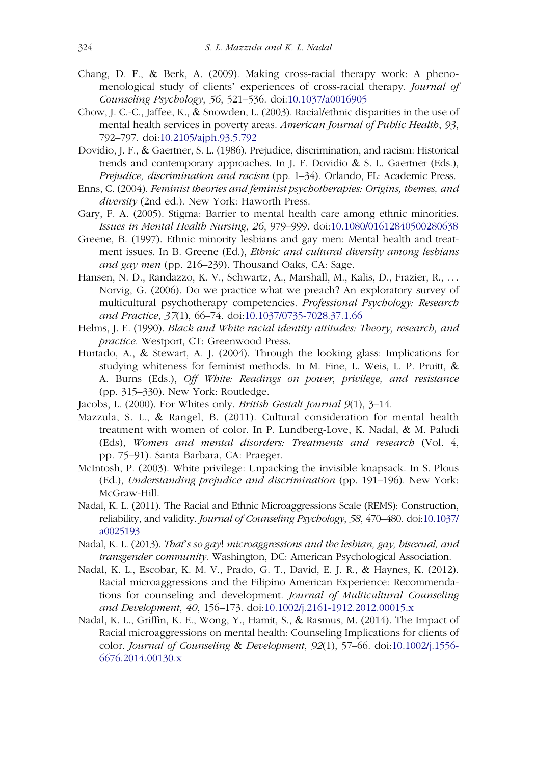Chang, D. F., & Berk, A. (2009). Making cross-racial therapy work: A phenomenological study of clients' experiences of cross-racial therapy. *Journal of Counseling Psychology*, *56*, 521–536. doi:10.1037/a0016905

Chow, J. C.-C., Jaffee, K., & Snowden, L. (2003). Racial/ethnic disparities in the use of mental health services in poverty areas. *American Journal of Public Health*, *93*, 792–797. doi:10.2105/ajph.93.5.792

Dovidio, J. F., & Gaertner, S. L. (1986). Prejudice, discrimination, and racism: Historical trends and contemporary approaches. In J. F. Dovidio & S. L. Gaertner (Eds.), *Prejudice, discrimination and racism* (pp. 1–34). Orlando, FL: Academic Press.

Enns, C. (2004). *Feminist theories and feminist psychotherapies: Origins, themes, and diversity* (2nd ed.). New York: Haworth Press.

Gary, F. A. (2005). Stigma: Barrier to mental health care among ethnic minorities. *Issues in Mental Health Nursing*, *26*, 979–999. doi:10.1080/01612840500280638

Greene, B. (1997). Ethnic minority lesbians and gay men: Mental health and treatment issues. In B. Greene (Ed.), *Ethnic and cultural diversity among lesbians and gay men* (pp. 216–239). Thousand Oaks, CA: Sage.

Hansen, N. D., Randazzo, K. V., Schwartz, A., Marshall, M., Kalis, D., Frazier, R., … Norvig, G. (2006). Do we practice what we preach? An exploratory survey of multicultural psychotherapy competencies. *Professional Psychology: Research and Practice*, *37*(1), 66–74. doi:10.1037/0735-7028.37.1.66

Helms, J. E. (1990). *Black and White racial identity attitudes: Theory, research, and practice*. Westport, CT: Greenwood Press.

Hurtado, A., & Stewart, A. J. (2004). Through the looking glass: Implications for studying whiteness for feminist methods. In M. Fine, L. Weis, L. P. Pruitt, & A. Burns (Eds.), *Off White: Readings on power, privilege, and resistance* (pp. 315–330). New York: Routledge.

Jacobs, L. (2000). For Whites only. *British Gestalt Journal* *9*(1), 3–14.

Mazzula, S. L., & Rangel, B. (2011). Cultural consideration for mental health treatment with women of color. In P. Lundberg-Love, K. Nadal, & M. Paludi (Eds), *Women and mental disorders: Treatments and research* (Vol. 4, pp. 75–91). Santa Barbara, CA: Praeger.

McIntosh, P. (2003). White privilege: Unpacking the invisible knapsack. In S. Plous (Ed.), *Understanding prejudice and discrimination* (pp. 191–196). New York: McGraw-Hill.

Nadal, K. L. (2011). The Racial and Ethnic Microaggressions Scale (REMS): Construction, reliability, and validity. *Journal of Counseling Psychology*, *58*, 470–480. doi:10.1037/a0025193

Nadal, K. L. (2013). *That's so gay! microaggressions and the lesbian, gay, bisexual, and transgender community.* Washington, DC: American Psychological Association.

Nadal, K. L., Escobar, K. M. V., Prado, G. T., David, E. J. R., & Haynes, K. (2012). Racial microaggressions and the Filipino American Experience: Recommendations for counseling and development. *Journal of Multicultural Counseling and Development*, *40*, 156–173. doi:10.1002/j.2161-1912.2012.00015.x

Nadal, K. L., Griffin, K. E., Wong, Y., Hamit, S., & Rasmus, M. (2014). The Impact of Racial microaggressions on mental health: Counseling Implications for clients of color. *Journal of Counseling & Development*, *92*(1), 57–66. doi:10.1002/j.1556-6676.2014.00130.x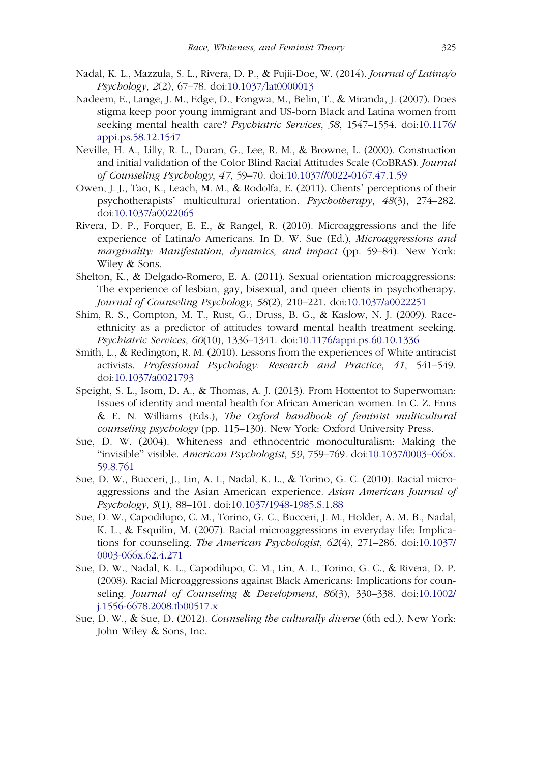Nadal, K. L., Mazzula, S. L., Rivera, D. P., & Fujii-Doe, W. (2014). *Journal of Latina/o Psychology*, *2*(2), 67–78. doi:10.1037/lat0000013

Nadeem, E., Lange, J. M., Edge, D., Fongwa, M., Belin, T., & Miranda, J. (2007). Does stigma keep poor young immigrant and US-born Black and Latina women from seeking mental health care? *Psychiatric Services*, *58*, 1547–1554. doi:10.1176/appi.ps.58.12.1547

Neville, H. A., Lilly, R. L., Duran, G., Lee, R. M., & Browne, L. (2000). Construction and initial validation of the Color Blind Racial Attitudes Scale (CoBRAS). *Journal of Counseling Psychology*, *47*, 59–70. doi:10.1037//0022-0167.47.1.59

Owen, J. J., Tao, K., Leach, M. M., & Rodolfa, E. (2011). Clients' perceptions of their psychotherapists' multicultural orientation. *Psychotherapy*, *48*(3), 274–282. doi:10.1037/a0022065

Rivera, D. P., Forquer, E. E., & Rangel, R. (2010). Microaggressions and the life experience of Latina/o Americans. In D. W. Sue (Ed.), *Microaggressions and marginality: Manifestation, dynamics, and impact* (pp. 59–84). New York: Wiley & Sons.

Shelton, K., & Delgado-Romero, E. A. (2011). Sexual orientation microaggressions: The experience of lesbian, gay, bisexual, and queer clients in psychotherapy. *Journal of Counseling Psychology*, *58*(2), 210–221. doi:10.1037/a0022251

Shim, R. S., Compton, M. T., Rust, G., Druss, B. G., & Kaslow, N. J. (2009). Race-ethnicity as a predictor of attitudes toward mental health treatment seeking. *Psychiatric Services*, *60*(10), 1336–1341. doi:10.1176/appi.ps.60.10.1336

Smith, L., & Redington, R. M. (2010). Lessons from the experiences of White antiracist activists. *Professional Psychology: Research and Practice*, *41*, 541–549. doi:10.1037/a0021793

Speight, S. L., Isom, D. A., & Thomas, A. J. (2013). From Hottentot to Superwoman: Issues of identity and mental health for African American women. In C. Z. Enns & E. N. Williams (Eds.), *The Oxford handbook of feminist multicultural counseling psychology* (pp. 115–130). New York: Oxford University Press.

Sue, D. W. (2004). Whiteness and ethnocentric monoculturalism: Making the "invisible" visible. *American Psychologist*, *59*, 759–769. doi:10.1037/0003–066x.59.8.761

Sue, D. W., Bucceri, J., Lin, A. I., Nadal, K. L., & Torino, G. C. (2010). Racial microaggressions and the Asian American experience. *Asian American Journal of Psychology*, *S*(1), 88–101. doi:10.1037/1948-1985.S.1.88

Sue, D. W., Capodilupo, C. M., Torino, G. C., Bucceri, J. M., Holder, A. M. B., Nadal, K. L., & Esquilin, M. (2007). Racial microaggressions in everyday life: Implications for counseling. *The American Psychologist*, *62*(4), 271–286. doi:10.1037/0003-066x.62.4.271

Sue, D. W., Nadal, K. L., Capodilupo, C. M., Lin, A. I., Torino, G. C., & Rivera, D. P. (2008). Racial Microaggressions against Black Americans: Implications for counseling. *Journal of Counseling & Development*, *86*(3), 330–338. doi:10.1002/j.1556-6678.2008.tb00517.x

Sue, D. W., & Sue, D. (2012). *Counseling the culturally diverse* (6th ed.). New York: John Wiley & Sons, Inc.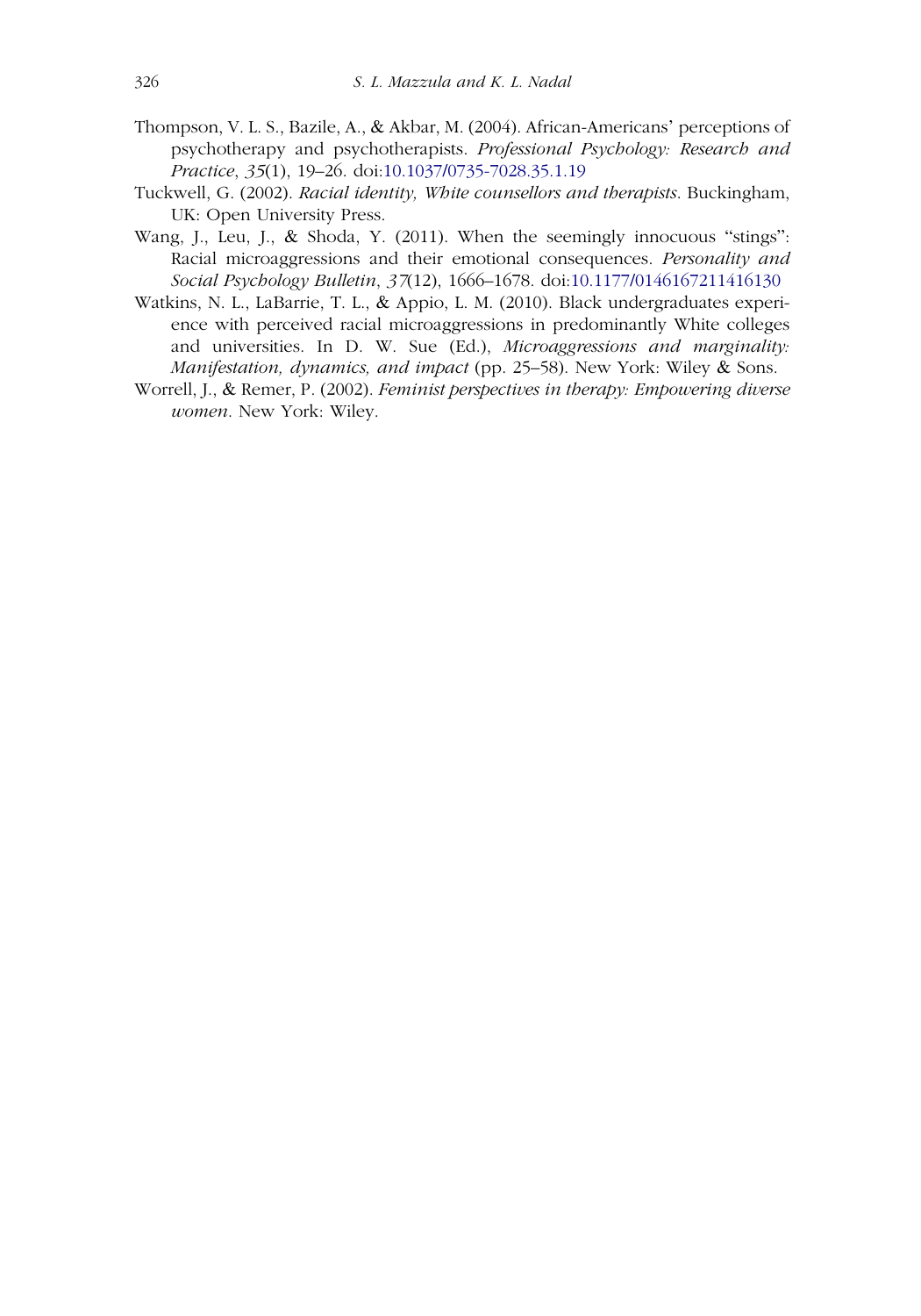Thompson, V. L. S., Bazile, A., & Akbar, M. (2004). African-Americans' perceptions of psychotherapy and psychotherapists. *Professional Psychology: Research and Practice*, *35*(1), 19–26. doi:10.1037/0735-7028.35.1.19

Tuckwell, G. (2002). *Racial identity, White counsellors and therapists*. Buckingham, UK: Open University Press.

Wang, J., Leu, J., & Shoda, Y. (2011). When the seemingly innocuous "stings": Racial microaggressions and their emotional consequences. *Personality and Social Psychology Bulletin*, *37*(12), 1666–1678. doi:10.1177/0146167211416130

Watkins, N. L., LaBarrie, T. L., & Appio, L. M. (2010). Black undergraduates experience with perceived racial microaggressions in predominantly White colleges and universities. In D. W. Sue (Ed.), *Microaggressions and marginality: Manifestation, dynamics, and impact* (pp. 25–58). New York: Wiley & Sons.

Worrell, J., & Remer, P. (2002). *Feminist perspectives in therapy: Empowering diverse women*. New York: Wiley.